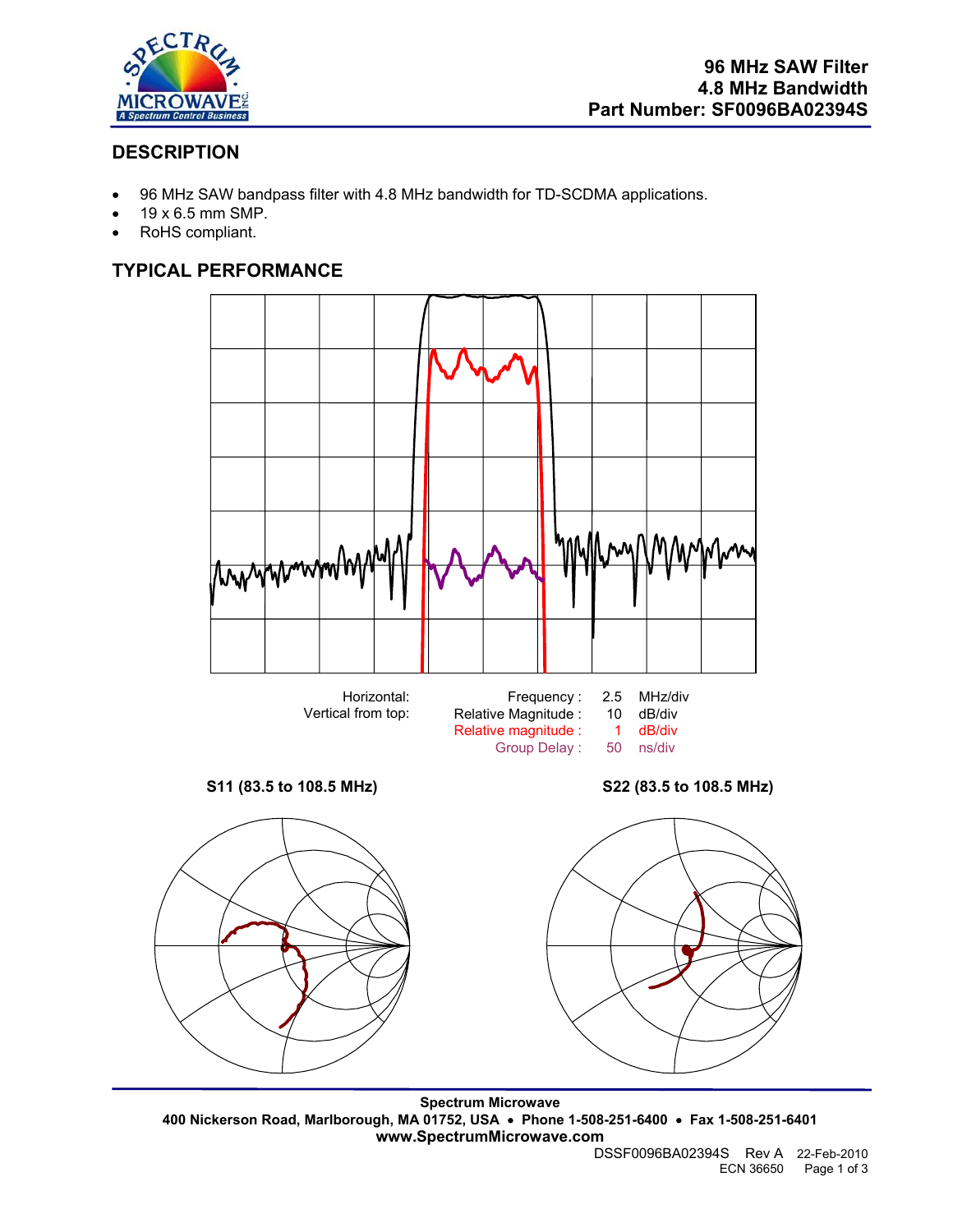**96 MHz SAW Filter**
**4.8 MHz Bandwidth**
**Part Number: SF0096BA02394S**

## DESCRIPTION

- 96 MHz SAW bandpass filter with 4.8 MHz bandwidth for TD-SCDMA applications.
- 19 x 6.5 mm SMP.
- RoHS compliant.

## TYPICAL PERFORMANCE

Horizontal: Frequency : 2.5 MHz/div
Vertical from top: Relative Magnitude : 10 dB/div
Relative magnitude : 1 dB/div
Group Delay : 50 ns/div

**S11 (83.5 to 108.5 MHz)**

**S22 (83.5 to 108.5 MHz)**

**Spectrum Microwave**
**400 Nickerson Road, Marlborough, MA 01752, USA • Phone 1-508-251-6400 • Fax 1-508-251-6401**
**www.SpectrumMicrowave.com**

DSSF0096BA02394S Rev A 22-Feb-2010
ECN 36650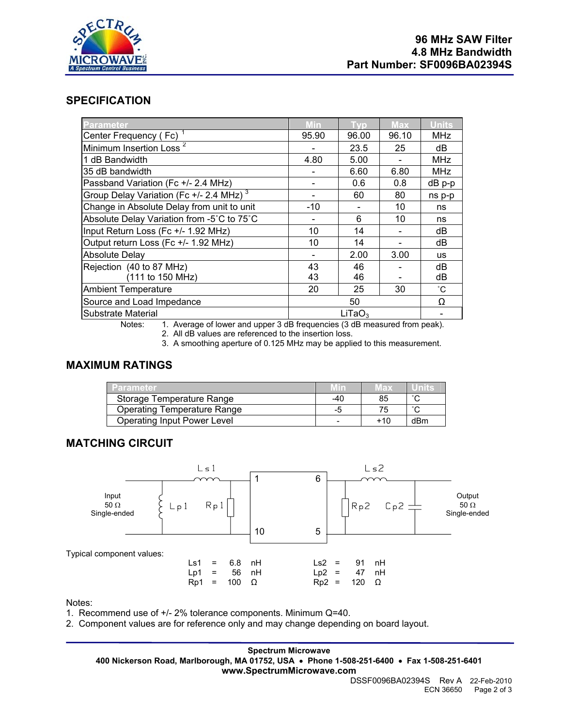**96 MHz SAW Filter**
**4.8 MHz Bandwidth**
**Part Number: SF0096BA02394S**

## SPECIFICATION

| Parameter | Min | Typ | Max | Units |
|---|---|---|---|---|
| Center Frequency ( Fc) [1] | 95.90 | 96.00 | 96.10 | MHz |
| Minimum Insertion Loss [2] | - | 23.5 | 25 | dB |
| 1 dB Bandwidth | 4.80 | 5.00 | - | MHz |
| 35 dB bandwidth | - | 6.60 | 6.80 | MHz |
| Passband Variation (Fc +/- 2.4 MHz) | - | 0.6 | 0.8 | dB p-p |
| Group Delay Variation (Fc +/- 2.4 MHz) [3] | - | 60 | 80 | ns p-p |
| Change in Absolute Delay from unit to unit | -10 | - | 10 | ns |
| Absolute Delay Variation from -5˚C to 75˚C | - | 6 | 10 | ns |
| Input Return Loss (Fc +/- 1.92 MHz) | 10 | 14 | - | dB |
| Output return Loss (Fc +/- 1.92 MHz) | 10 | 14 | - | dB |
| Absolute Delay | - | 2.00 | 3.00 | us |
| Rejection (40 to 87 MHz) | 43 | 46 | - | dB |
| (111 to 150 MHz) | 43 | 46 | - | dB |
| Ambient Temperature | 20 | 25 | 30 | ˚C |
| Source and Load Impedance | 50 | | | Ω |
| Substrate Material | $LiTaO_3$ | | | - |

Notes:
1. Average of lower and upper 3 dB frequencies (3 dB measured from peak).
2. All dB values are referenced to the insertion loss.
3. A smoothing aperture of 0.125 MHz may be applied to this measurement.

## MAXIMUM RATINGS

| Parameter | Min | Max | Units |
|---|---|---|---|
| Storage Temperature Range | -40 | 85 | ˚C |
| Operating Temperature Range | -5 | 75 | ˚C |
| Operating Input Power Level | - | +10 | dBm |

## MATCHING CIRCUIT

Input
50 Ω
Single-ended

Ls1
Lp1
Rp1
1
10
6
5
Ls2
Rp2
Cp2

Output
50 Ω
Single-ended

Typical component values:

| | | | | | | | |
|---|---|---|---|---|---|---|---|
| Ls1 = | 6.8 | nH | | Ls2 = | 91 | nH |
| Lp1 = | 56 | nH | | Lp2 = | 47 | nH |
| Rp1 = | 100 | Ω | | Rp2 = | 120 | Ω |

Notes:
1. Recommend use of +/- 2% tolerance components. Minimum Q=40.
2. Component values are for reference only and may change depending on board layout.

**Spectrum Microwave**
**400 Nickerson Road, Marlborough, MA 01752, USA • Phone 1-508-251-6400 • Fax 1-508-251-6401**
**www.SpectrumMicrowave.com**

DSSF0096BA02394S Rev A 22-Feb-2010
ECN 36650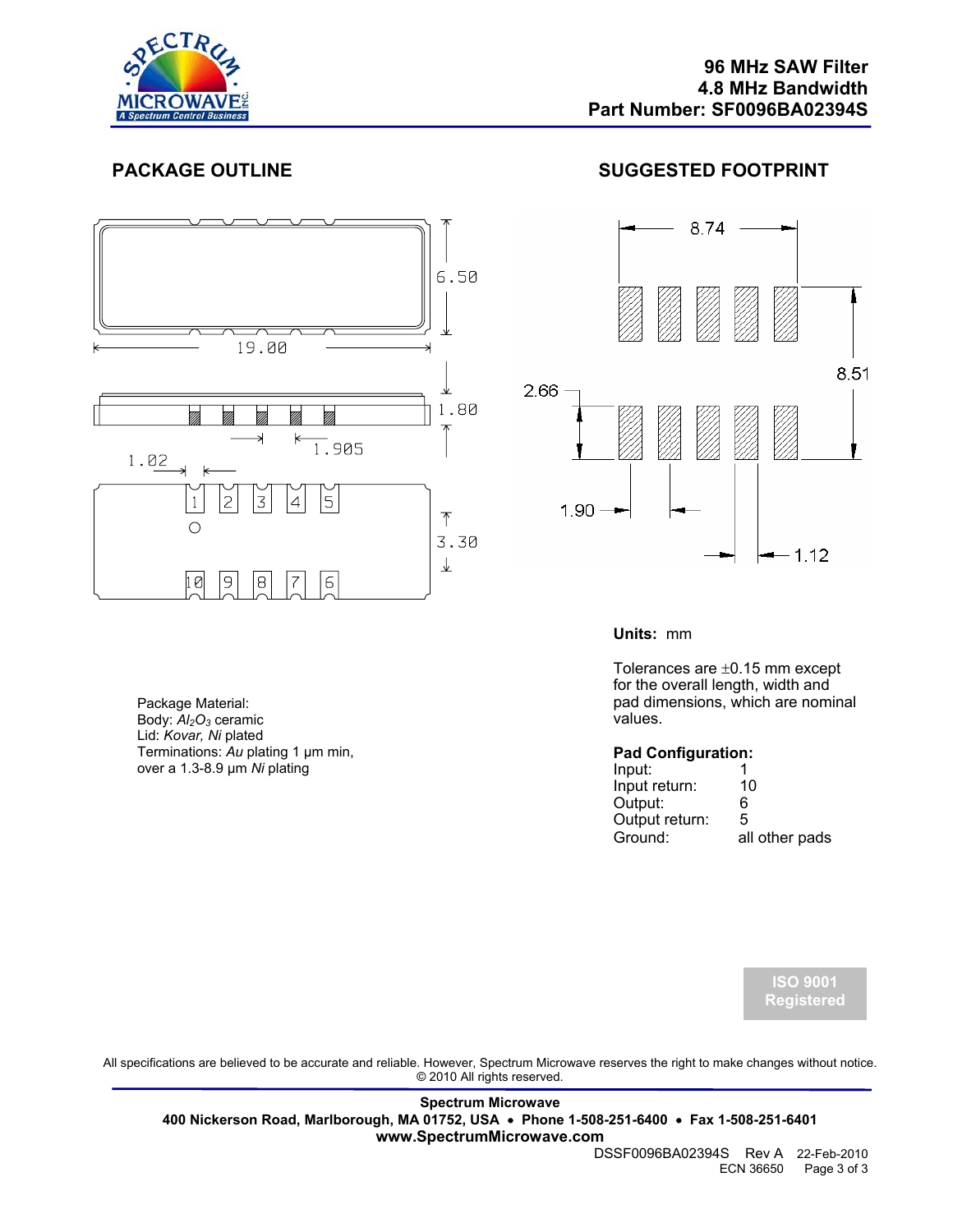# 96 MHz SAW Filter
# 4.8 MHz Bandwidth
# Part Number: SF0096BA02394S

## PACKAGE OUTLINE

6.50

19.00

1.80

1.905

1.02

1 2 3 4 5

3.30

10 9 8 7 6

Package Material:
Body: $Al_2O_3$ ceramic
Lid: *Kovar, Ni* plated
Terminations: *Au* plating 1 µm min, over a 1.3-8.9 µm *Ni* plating

## SUGGESTED FOOTPRINT

8.74

8.51

2.66

1.90

1.12

**Units:** mm

Tolerances are ±0.15 mm except for the overall length, width and pad dimensions, which are nominal values.

**Pad Configuration:**

| | |
|---|---|
| Input: | 1 |
| Input return: | 10 |
| Output: | 6 |
| Output return: | 5 |
| Ground: | all other pads |

ISO 9001 Registered

All specifications are believed to be accurate and reliable. However, Spectrum Microwave reserves the right to make changes without notice. © 2010 All rights reserved.

**Spectrum Microwave**
**400 Nickerson Road, Marlborough, MA 01752, USA • Phone 1-508-251-6400 • Fax 1-508-251-6401**
**www.SpectrumMicrowave.com**

DSSF0096BA02394S Rev A 22-Feb-2010
ECN 36650